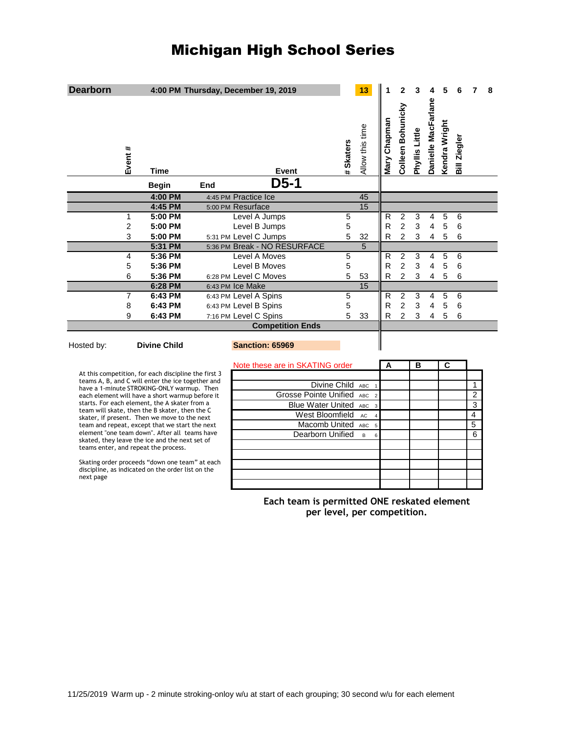# Michigan High School Series

| Dearborn | 4:00 PM Thursday, December 19, 2019 | | | | 13 | 1 | 2 | 3 | 4 | 5 | 6 | 7 | 8 |
|---|---|---|---|---|---|---|---|---|---|---|---|---|---|
| Event # | Time | | Event | # Skaters | Allow this time | Mary Chapman | Colleen Bohunicky | Phyllis Little | Danielle MacFarlane | Kendra Wright | Bill Ziegler | | |
| | Begin | End | D5-1 | | | | | | | | | | |
| | 4:00 PM | 4:45 PM | Practice Ice | | 45 | | | | | | | | |
| | 4:45 PM | 5:00 PM | Resurface | | 15 | | | | | | | | |
| 1 | 5:00 PM | | Level A Jumps | 5 | | R | 2 | 3 | 4 | 5 | 6 | | |
| 2 | 5:00 PM | | Level B Jumps | 5 | | R | 2 | 3 | 4 | 5 | 6 | | |
| 3 | 5:00 PM | 5:31 PM | Level C Jumps | 5 | 32 | R | 2 | 3 | 4 | 5 | 6 | | |
| | 5:31 PM | 5:36 PM | Break - NO RESURFACE | | 5 | | | | | | | | |
| 4 | 5:36 PM | | Level A Moves | 5 | | R | 2 | 3 | 4 | 5 | 6 | | |
| 5 | 5:36 PM | | Level B Moves | 5 | | R | 2 | 3 | 4 | 5 | 6 | | |
| 6 | 5:36 PM | 6:28 PM | Level C Moves | 5 | 53 | R | 2 | 3 | 4 | 5 | 6 | | |
| | 6:28 PM | 6:43 PM | Ice Make | | 15 | | | | | | | | |
| 7 | 6:43 PM | 6:43 PM | Level A Spins | 5 | | R | 2 | 3 | 4 | 5 | 6 | | |
| 8 | 6:43 PM | 6:43 PM | Level B Spins | 5 | | R | 2 | 3 | 4 | 5 | 6 | | |
| 9 | 6:43 PM | 7:16 PM | Level C Spins | 5 | 33 | R | 2 | 3 | 4 | 5 | 6 | | |
| | | | Competition Ends | | | | | | | | | | |

Hosted by: **Divine Child** **Sanction: 65969**

At this competition, for each discipline the first 3 teams A, B, and C will enter the ice together and have a 1-minute STROKING-ONLY warmup. Then each element will have a short warmup before it starts. For each element, the A skater from a team will skate, then the B skater, then the C skater, if present. Then we move to the next team and repeat, except that we start the next element "one team down". After all teams have skated, they leave the ice and the next set of teams enter, and repeat the process.

Skating order proceeds "down one team" at each discipline, as indicated on the order list on the next page

| Note these are in SKATING order | | | A | B | C | |
|---|---|---|---|---|---|---|
| Divine Child | ABC | 1 | | | | 1 |
| Grosse Pointe Unified | ABC | 2 | | | | 2 |
| Blue Water United | ABC | 3 | | | | 3 |
| West Bloomfield | AC | 4 | | | | 4 |
| Macomb United | ABC | 5 | | | | 5 |
| Dearborn Unified | B | 6 | | | | 6 |

**Each team is permitted ONE reskated element per level, per competition.**

11/25/2019 Warm up - 2 minute stroking-onloy w/u at start of each grouping; 30 second w/u for each element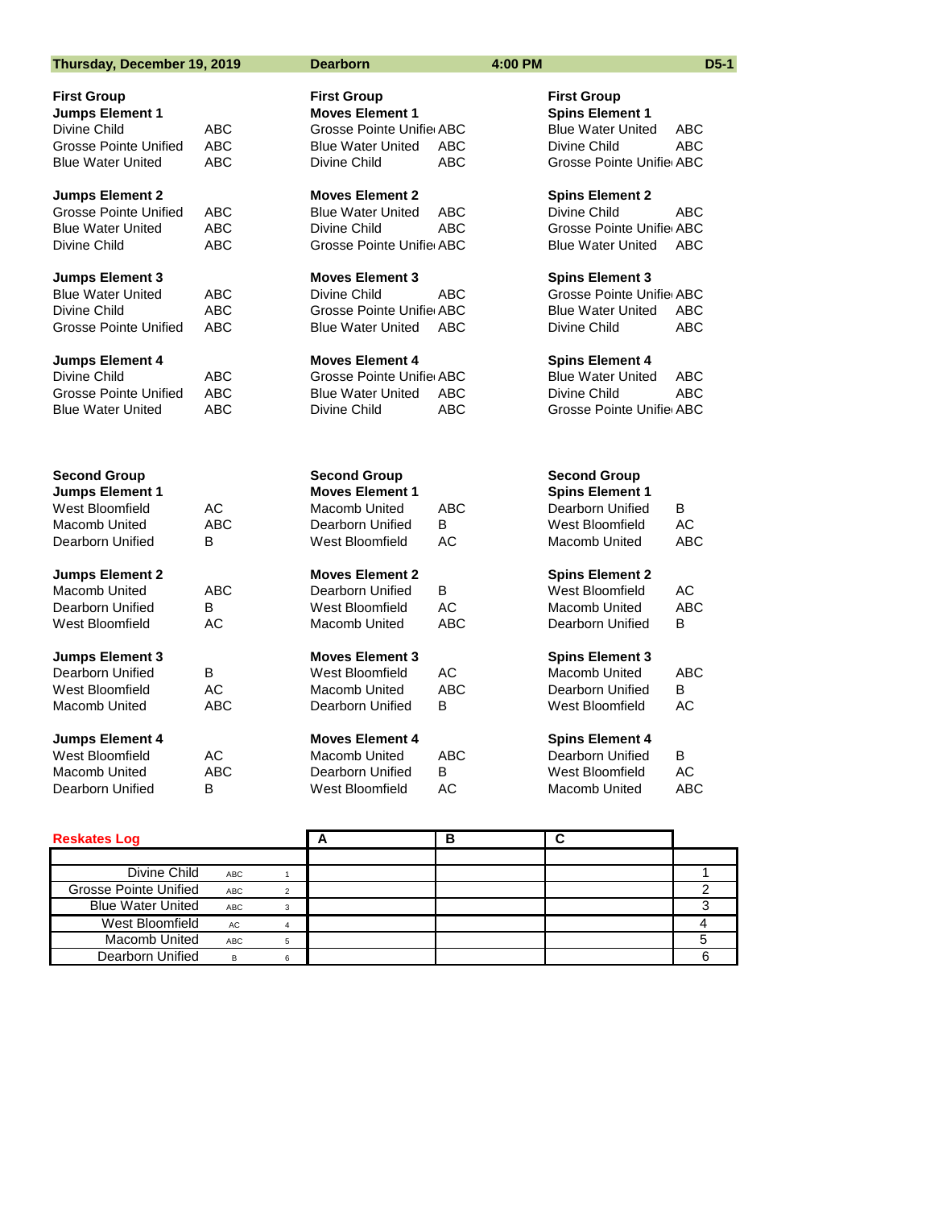| Thursday, December 19, 2019 | | Dearborn | | 4:00 PM | | D5-1 |
|---|---|---|---|---|---|---|

| First Group | | First Group | | First Group | |
|---|---|---|---|---|---|
| **Jumps Element 1** | | **Moves Element 1** | | **Spins Element 1** | |
| Divine Child | ABC | Grosse Pointe Unifie | ABC | Blue Water United | ABC |
| Grosse Pointe Unified | ABC | Blue Water United | ABC | Divine Child | ABC |
| Blue Water United | ABC | Divine Child | ABC | Grosse Pointe Unifie | ABC |
| **Jumps Element 2** | | **Moves Element 2** | | **Spins Element 2** | |
| Grosse Pointe Unified | ABC | Blue Water United | ABC | Divine Child | ABC |
| Blue Water United | ABC | Divine Child | ABC | Grosse Pointe Unifie | ABC |
| Divine Child | ABC | Grosse Pointe Unifie | ABC | Blue Water United | ABC |
| **Jumps Element 3** | | **Moves Element 3** | | **Spins Element 3** | |
| Blue Water United | ABC | Divine Child | ABC | Grosse Pointe Unifie | ABC |
| Divine Child | ABC | Grosse Pointe Unifie | ABC | Blue Water United | ABC |
| Grosse Pointe Unified | ABC | Blue Water United | ABC | Divine Child | ABC |
| **Jumps Element 4** | | **Moves Element 4** | | **Spins Element 4** | |
| Divine Child | ABC | Grosse Pointe Unifie | ABC | Blue Water United | ABC |
| Grosse Pointe Unified | ABC | Blue Water United | ABC | Divine Child | ABC |
| Blue Water United | ABC | Divine Child | ABC | Grosse Pointe Unifie | ABC |

| Second Group | | Second Group | | Second Group | |
|---|---|---|---|---|---|
| **Jumps Element 1** | | **Moves Element 1** | | **Spins Element 1** | |
| West Bloomfield | AC | Macomb United | ABC | Dearborn Unified | B |
| Macomb United | ABC | Dearborn Unified | B | West Bloomfield | AC |
| Dearborn Unified | B | West Bloomfield | AC | Macomb United | ABC |
| **Jumps Element 2** | | **Moves Element 2** | | **Spins Element 2** | |
| Macomb United | ABC | Dearborn Unified | B | West Bloomfield | AC |
| Dearborn Unified | B | West Bloomfield | AC | Macomb United | ABC |
| West Bloomfield | AC | Macomb United | ABC | Dearborn Unified | B |
| **Jumps Element 3** | | **Moves Element 3** | | **Spins Element 3** | |
| Dearborn Unified | B | West Bloomfield | AC | Macomb United | ABC |
| West Bloomfield | AC | Macomb United | ABC | Dearborn Unified | B |
| Macomb United | ABC | Dearborn Unified | B | West Bloomfield | AC |
| **Jumps Element 4** | | **Moves Element 4** | | **Spins Element 4** | |
| West Bloomfield | AC | Macomb United | ABC | Dearborn Unified | B |
| Macomb United | ABC | Dearborn Unified | B | West Bloomfield | AC |
| Dearborn Unified | B | West Bloomfield | AC | Macomb United | ABC |

**Reskates Log**

| | | | A | B | C | |
|---|---|---|---|---|---|---|
| Divine Child | ABC | 1 | | | | 1 |
| Grosse Pointe Unified | ABC | 2 | | | | 2 |
| Blue Water United | ABC | 3 | | | | 3 |
| West Bloomfield | AC | 4 | | | | 4 |
| Macomb United | ABC | 5 | | | | 5 |
| Dearborn Unified | B | 6 | | | | 6 |